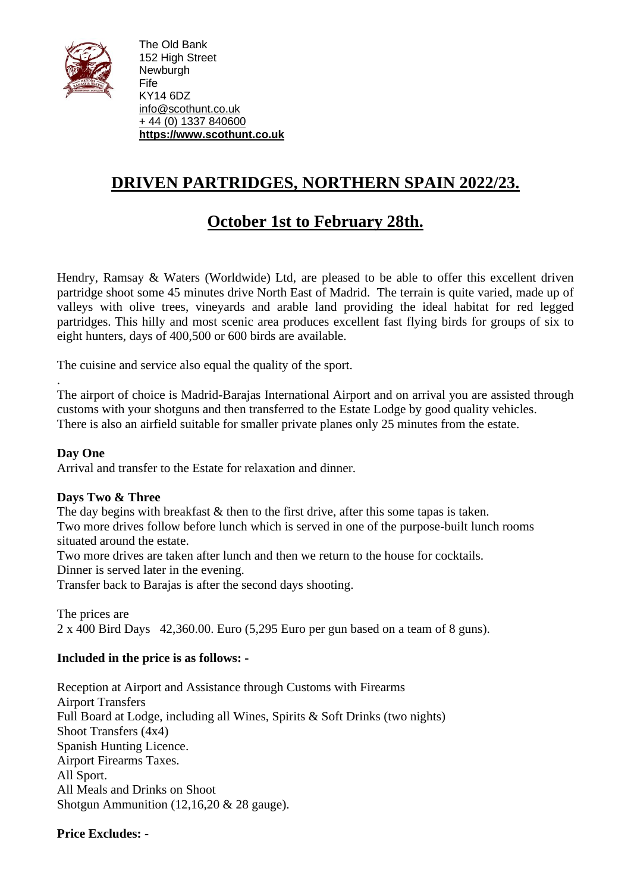The Old Bank
152 High Street
Newburgh
Fife
KY14 6DZ
info@scothunt.co.uk
+ 44 (0) 1337 840600
**https://www.scothunt.co.uk**

# DRIVEN PARTRIDGES, NORTHERN SPAIN 2022/23.

## October 1st to February 28th.

Hendry, Ramsay & Waters (Worldwide) Ltd, are pleased to be able to offer this excellent driven partridge shoot some 45 minutes drive North East of Madrid. The terrain is quite varied, made up of valleys with olive trees, vineyards and arable land providing the ideal habitat for red legged partridges. This hilly and most scenic area produces excellent fast flying birds for groups of six to eight hunters, days of 400,500 or 600 birds are available.

The cuisine and service also equal the quality of the sport.

The airport of choice is Madrid-Barajas International Airport and on arrival you are assisted through customs with your shotguns and then transferred to the Estate Lodge by good quality vehicles. There is also an airfield suitable for smaller private planes only 25 minutes from the estate.

**Day One**
Arrival and transfer to the Estate for relaxation and dinner.

**Days Two & Three**
The day begins with breakfast & then to the first drive, after this some tapas is taken.
Two more drives follow before lunch which is served in one of the purpose-built lunch rooms situated around the estate.
Two more drives are taken after lunch and then we return to the house for cocktails.
Dinner is served later in the evening.
Transfer back to Barajas is after the second days shooting.

The prices are
2 x 400 Bird Days 42,360.00. Euro (5,295 Euro per gun based on a team of 8 guns).

**Included in the price is as follows: -**

Reception at Airport and Assistance through Customs with Firearms
Airport Transfers
Full Board at Lodge, including all Wines, Spirits & Soft Drinks (two nights)
Shoot Transfers (4x4)
Spanish Hunting Licence.
Airport Firearms Taxes.
All Sport.
All Meals and Drinks on Shoot
Shotgun Ammunition (12,16,20 & 28 gauge).

**Price Excludes: -**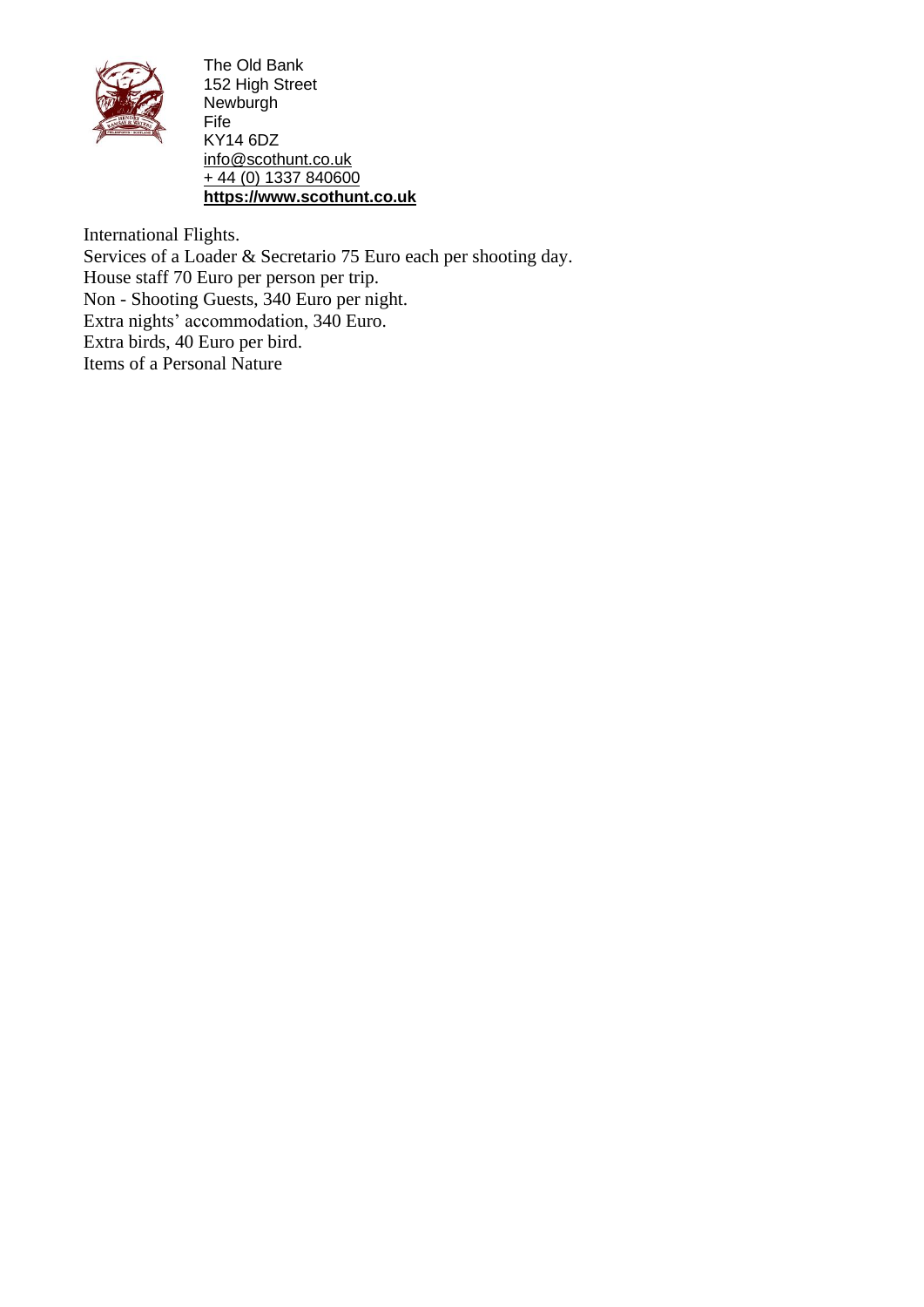The Old Bank
152 High Street
Newburgh
Fife
KY14 6DZ
info@scothunt.co.uk
+ 44 (0) 1337 840600
**https://www.scothunt.co.uk**

International Flights.
Services of a Loader & Secretario 75 Euro each per shooting day.
House staff 70 Euro per person per trip.
Non - Shooting Guests, 340 Euro per night.
Extra nights' accommodation, 340 Euro.
Extra birds, 40 Euro per bird.
Items of a Personal Nature